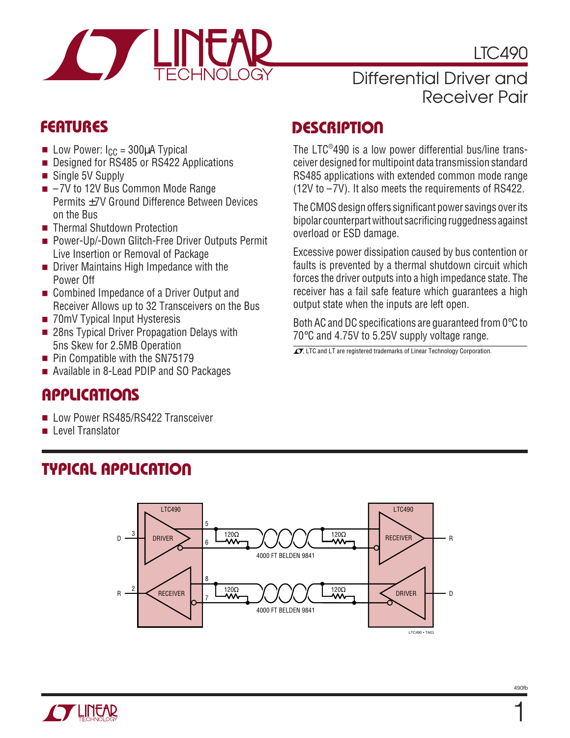# LTC490

## Differential Driver and Receiver Pair

## FEATURES

- Low Power: $I_{CC}$ = 300μA Typical
- Designed for RS485 or RS422 Applications
- Single 5V Supply
- –7V to 12V Bus Common Mode Range Permits ±7V Ground Difference Between Devices on the Bus
- Thermal Shutdown Protection
- Power-Up/-Down Glitch-Free Driver Outputs Permit Live Insertion or Removal of Package
- Driver Maintains High Impedance with the Power Off
- Combined Impedance of a Driver Output and Receiver Allows up to 32 Transceivers on the Bus
- 70mV Typical Input Hysteresis
- 28ns Typical Driver Propagation Delays with 5ns Skew for 2.5MB Operation
- Pin Compatible with the SN75179
- Available in 8-Lead PDIP and SO Packages

## APPLICATIONS

- Low Power RS485/RS422 Transceiver
- Level Translator

## DESCRIPTION

The LTC®490 is a low power differential bus/line transceiver designed for multipoint data transmission standard RS485 applications with extended common mode range (12V to –7V). It also meets the requirements of RS422.

The CMOS design offers significant power savings over its bipolar counterpart without sacrificing ruggedness against overload or ESD damage.

Excessive power dissipation caused by bus contention or faults is prevented by a thermal shutdown circuit which forces the driver outputs into a high impedance state. The receiver has a fail safe feature which guarantees a high output state when the inputs are left open.

Both AC and DC specifications are guaranteed from 0°C to 70°C and 4.75V to 5.25V supply voltage range.

LT, LTC and LT are registered trademarks of Linear Technology Corporation.

## TYPICAL APPLICATION

LTC490 • TA01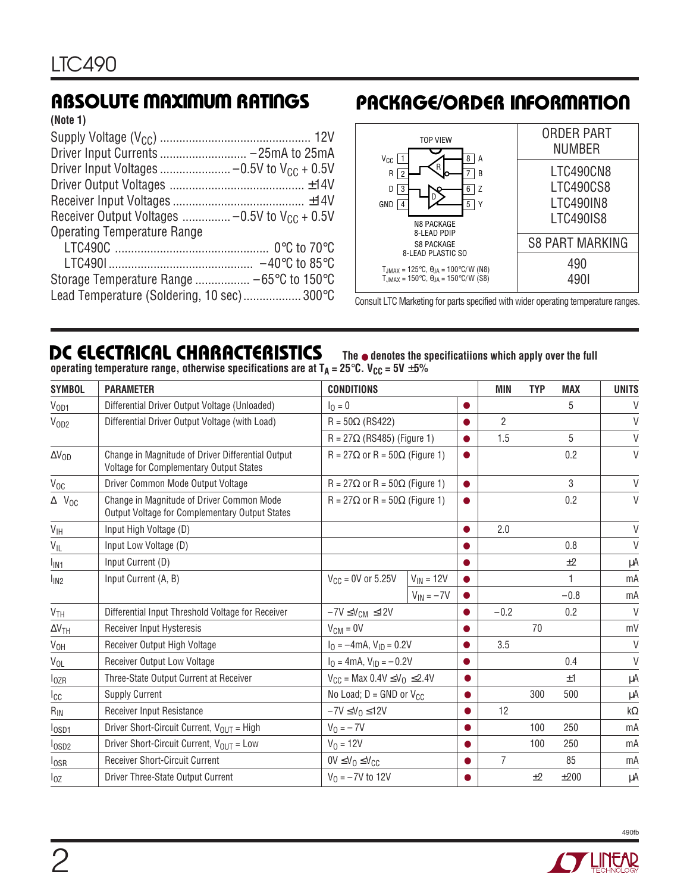## ABSOLUTE MAXIMUM RATINGS

**(Note 1)**

Supply Voltage ($V_{CC}$) .............................................. 12V
Driver Input Currents ........................... –25mA to 25mA
Driver Input Voltages ...................... –0.5V to $V_{CC}$ + 0.5V
Driver Output Voltages ........................................... ±14V
Receiver Input Voltages ......................................... ±14V
Receiver Output Voltages ............... –0.5V to $V_{CC}$ + 0.5V
Operating Temperature Range
LTC490C ................................................ 0°C to 70°C
LTC490I ............................................ –40°C to 85°C
Storage Temperature Range ................. –65°C to 150°C
Lead Temperature (Soldering, 10 sec).................. 300°C

## PACKAGE/ORDER INFORMATION

TOP VIEW

$V_{CC}$ 1 | 8 A
R 2 | 7 B
D 3 | 6 Z
GND 4 | 5 Y

N8 PACKAGE 8-LEAD PDIP
S8 PACKAGE 8-LEAD PLASTIC SO

$T_{JMAX}$ = 125°C, $\theta_{JA}$ = 100°C/W (N8)
$T_{JMAX}$ = 150°C, $\theta_{JA}$ = 150°C/W (S8)

| ORDER PART NUMBER |
|---|
| LTC490CN8 |
| LTC490CS8 |
| LTC490IN8 |
| LTC490IS8 |
| **S8 PART MARKING** |
| 490 |
| 490I |

Consult LTC Marketing for parts specified with wider operating temperature ranges.

## DC ELECTRICAL CHARACTERISTICS

**The ● denotes the specificatiions which apply over the full operating temperature range, otherwise specifications are at $T_A$ = 25°C. $V_{CC}$ = 5V ±5%**

| SYMBOL | PARAMETER | CONDITIONS | | | MIN | TYP | MAX | UNITS |
|---|---|---|---|---|---|---|---|---|
| $V_{OD1}$ | Differential Driver Output Voltage (Unloaded) | $I_O$ = 0 | | ● | | | 5 | V |
| $V_{OD2}$ | Differential Driver Output Voltage (with Load) | R = 50Ω (RS422) | | ● | 2 | | | V |
| | | R = 27Ω (RS485) (Figure 1) | | ● | 1.5 | | 5 | V |
| $\Delta V_{OD}$ | Change in Magnitude of Driver Differential Output Voltage for Complementary Output States | R = 27Ω or R = 50Ω (Figure 1) | | ● | | | 0.2 | V |
| $V_{OC}$ | Driver Common Mode Output Voltage | R = 27Ω or R = 50Ω (Figure 1) | | ● | | | 3 | V |
| $\Delta V_{OC}$ | Change in Magnitude of Driver Common Mode Output Voltage for Complementary Output States | R = 27Ω or R = 50Ω (Figure 1) | | ● | | | 0.2 | V |
| $V_{IH}$ | Input High Voltage (D) | | | ● | 2.0 | | | V |
| $V_{IL}$ | Input Low Voltage (D) | | | ● | | | 0.8 | V |
| $I_{IN1}$ | Input Current (D) | | | ● | | | ±2 | µA |
| $I_{IN2}$ | Input Current (A, B) | $V_{CC}$ = 0V or 5.25V | $V_{IN}$ = 12V | ● | | | 1 | mA |
| | | | $V_{IN}$ = –7V | ● | | | –0.8 | mA |
| $V_{TH}$ | Differential Input Threshold Voltage for Receiver | –7V ≤ $V_{CM}$ ≤ 12V | | ● | –0.2 | | 0.2 | V |
| $\Delta V_{TH}$ | Receiver Input Hysteresis | $V_{CM}$ = 0V | | ● | | 70 | | mV |
| $V_{OH}$ | Receiver Output High Voltage | $I_O$ = –4mA, $V_{ID}$ = 0.2V | | ● | 3.5 | | | V |
| $V_{OL}$ | Receiver Output Low Voltage | $I_O$ = 4mA, $V_{ID}$ = –0.2V | | ● | | | 0.4 | V |
| $I_{OZR}$ | Three-State Output Current at Receiver | $V_{CC}$ = Max 0.4V ≤ $V_O$ ≤ 2.4V | | ● | | | ±1 | µA |
| $I_{CC}$ | Supply Current | No Load; D = GND or $V_{CC}$ | | ● | | 300 | 500 | µA |
| $R_{IN}$ | Receiver Input Resistance | –7V ≤ $V_O$ ≤ 12V | | ● | 12 | | | kΩ |
| $I_{OSD1}$ | Driver Short-Circuit Current, $V_{OUT}$ = High | $V_O$ = –7V | | ● | | 100 | 250 | mA |
| $I_{OSD2}$ | Driver Short-Circuit Current, $V_{OUT}$ = Low | $V_O$ = 12V | | ● | | 100 | 250 | mA |
| $I_{OSR}$ | Receiver Short-Circuit Current | 0V ≤ $V_O$ ≤ $V_{CC}$ | | ● | 7 | | 85 | mA |
| $I_{OZ}$ | Driver Three-State Output Current | $V_O$ = –7V to 12V | | ● | | ±2 | ±200 | µA |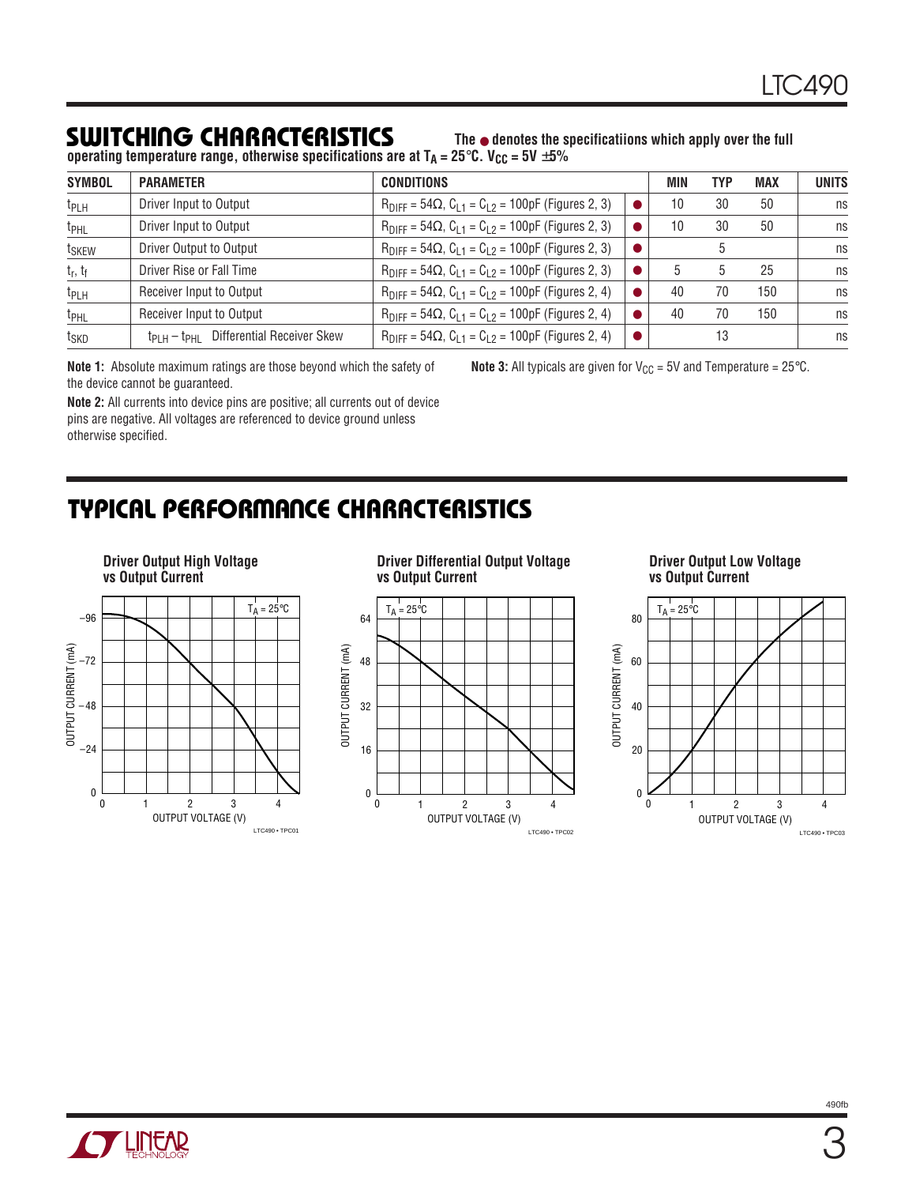## SWITCHING CHARACTERISTICS

**The ● denotes the specificatiions which apply over the full operating temperature range, otherwise specifications are at $T_A = 25°C$. $V_{CC} = 5V \pm 5\%$**

| SYMBOL | PARAMETER | CONDITIONS | | MIN | TYP | MAX | UNITS |
|---|---|---|---|---|---|---|---|
| $t_{PLH}$ | Driver Input to Output | $R_{DIFF} = 54\Omega$, $C_{L1} = C_{L2} = 100pF$ (Figures 2, 3) | ● | 10 | 30 | 50 | ns |
| $t_{PHL}$ | Driver Input to Output | $R_{DIFF} = 54\Omega$, $C_{L1} = C_{L2} = 100pF$ (Figures 2, 3) | ● | 10 | 30 | 50 | ns |
| $t_{SKEW}$ | Driver Output to Output | $R_{DIFF} = 54\Omega$, $C_{L1} = C_{L2} = 100pF$ (Figures 2, 3) | ● | | 5 | | ns |
| $t_r$, $t_f$ | Driver Rise or Fall Time | $R_{DIFF} = 54\Omega$, $C_{L1} = C_{L2} = 100pF$ (Figures 2, 3) | ● | 5 | 5 | 25 | ns |
| $t_{PLH}$ | Receiver Input to Output | $R_{DIFF} = 54\Omega$, $C_{L1} = C_{L2} = 100pF$ (Figures 2, 4) | ● | 40 | 70 | 150 | ns |
| $t_{PHL}$ | Receiver Input to Output | $R_{DIFF} = 54\Omega$, $C_{L1} = C_{L2} = 100pF$ (Figures 2, 4) | ● | 40 | 70 | 150 | ns |
| $t_{SKD}$ | $t_{PLH} - t_{PHL}$ Differential Receiver Skew | $R_{DIFF} = 54\Omega$, $C_{L1} = C_{L2} = 100pF$ (Figures 2, 4) | ● | | 13 | | ns |

**Note 1:** Absolute maximum ratings are those beyond which the safety of the device cannot be guaranteed.

**Note 2:** All currents into device pins are positive; all currents out of device pins are negative. All voltages are referenced to device ground unless otherwise specified.

**Note 3:** All typicals are given for $V_{CC} = 5V$ and Temperature = 25°C.

## TYPICAL PERFORMANCE CHARACTERISTICS

**Driver Output High Voltage vs Output Current**

**Driver Differential Output Voltage vs Output Current**

**Driver Output Low Voltage vs Output Current**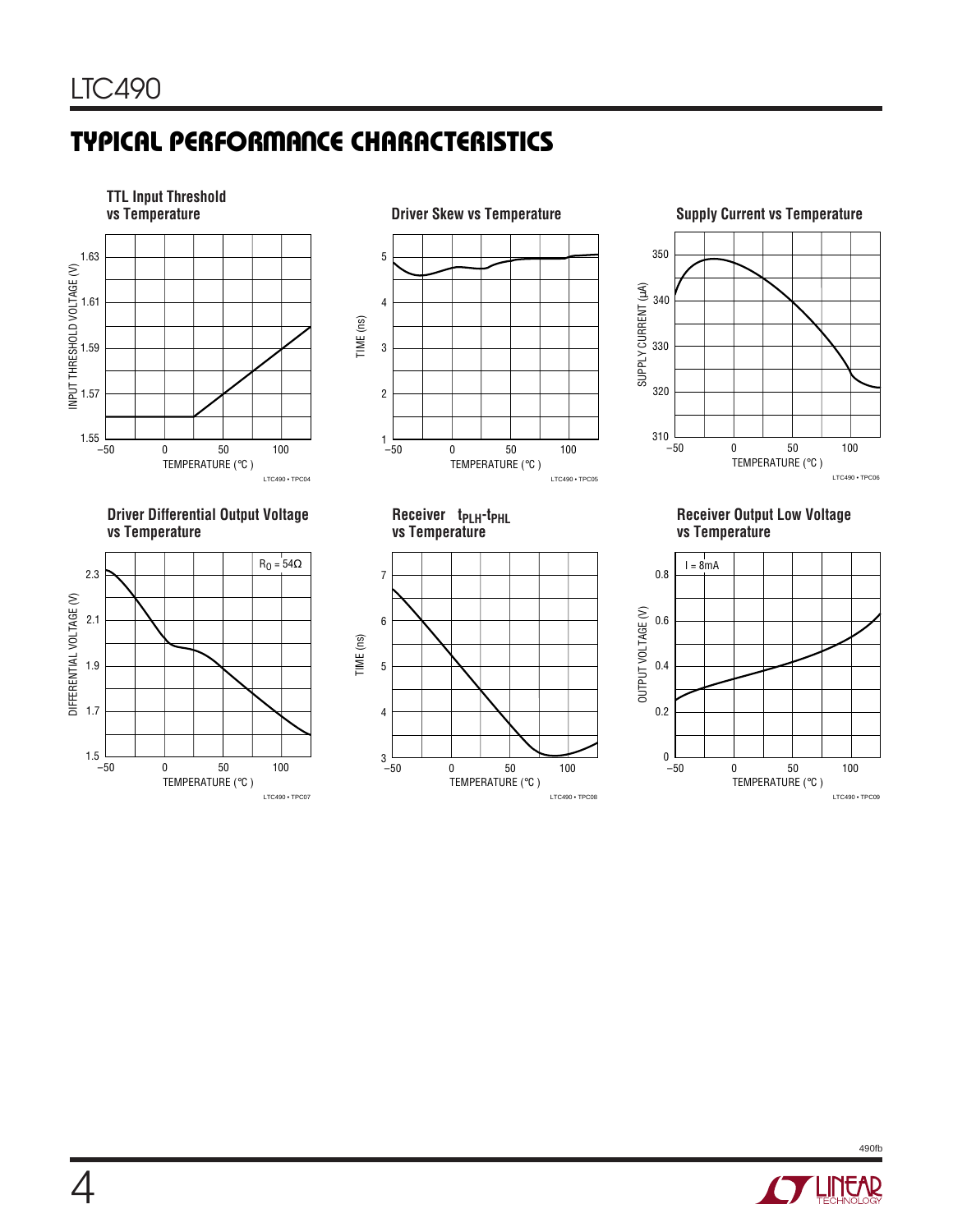## TYPICAL PERFORMANCE CHARACTERISTICS

**TTL Input Threshold vs Temperature**

INPUT THRESHOLD VOLTAGE (V) — 1.55, 1.57, 1.59, 1.61, 1.63

TEMPERATURE (°C) — –50, 0, 50, 100

LTC490 • TPC04

**Driver Skew vs Temperature**

TIME (ns) — 1, 2, 3, 4, 5

TEMPERATURE (°C) — –50, 0, 50, 100

LTC490 • TPC05

**Supply Current vs Temperature**

SUPPLY CURRENT (µA) — 310, 320, 330, 340, 350

TEMPERATURE (°C) — –50, 0, 50, 100

LTC490 • TPC06

**Driver Differential Output Voltage vs Temperature**

$R_O = 54\Omega$

DIFFERENTIAL VOLTAGE (V) — 1.5, 1.7, 1.9, 2.1, 2.3

TEMPERATURE (°C) — –50, 0, 50, 100

LTC490 • TPC07

**Receiver $t_{PLH}$-$t_{PHL}$ vs Temperature**

TIME (ns) — 3, 4, 5, 6, 7

TEMPERATURE (°C) — –50, 0, 50, 100

LTC490 • TPC08

**Receiver Output Low Voltage vs Temperature**

I = 8mA

OUTPUT VOLTAGE (V) — 0, 0.2, 0.4, 0.6, 0.8

TEMPERATURE (°C) — –50, 0, 50, 100

LTC490 • TPC09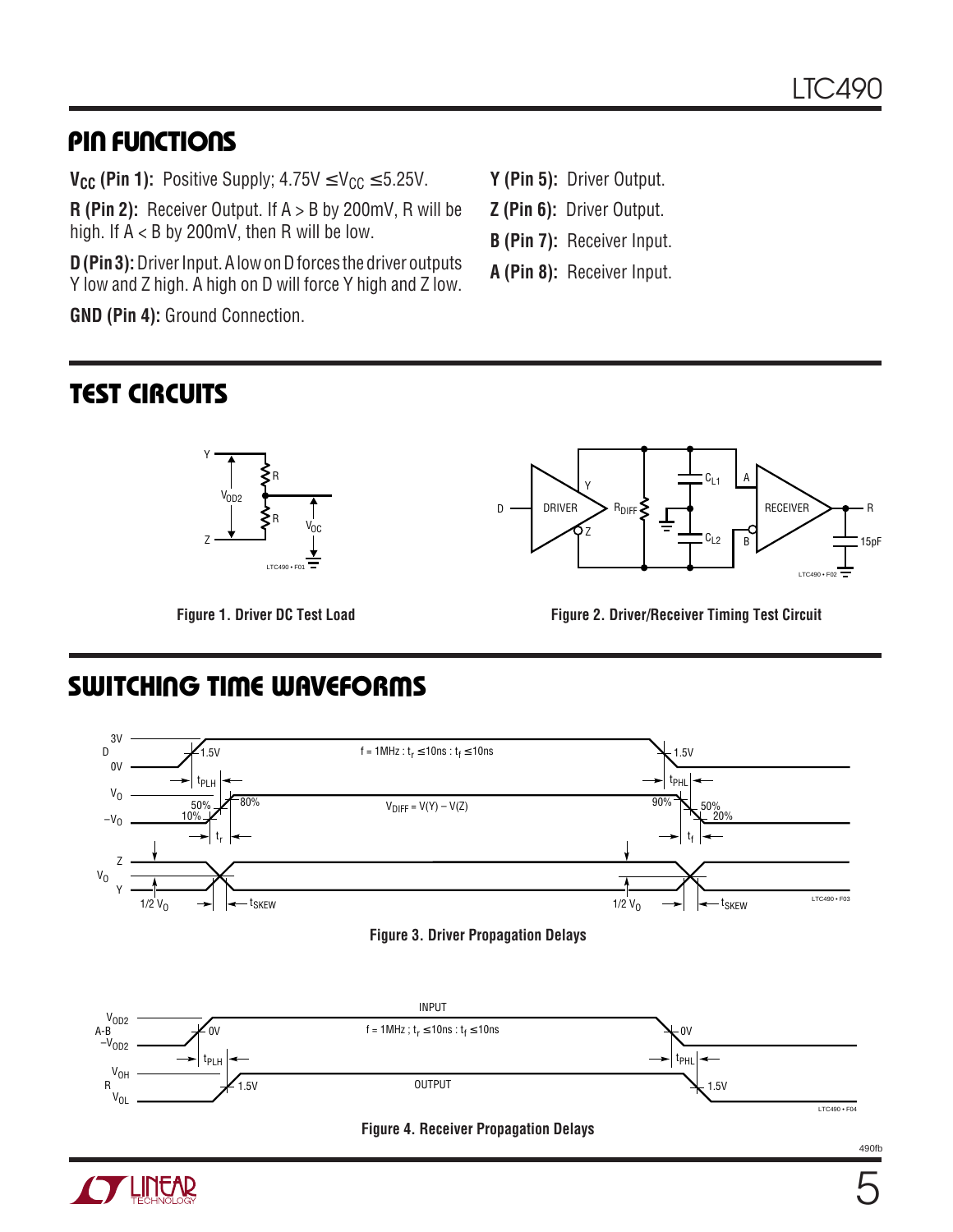## PIN FUNCTIONS

**$V_{CC}$ (Pin 1):** Positive Supply; $4.75V \le V_{CC} \le 5.25V$.

**R (Pin 2):** Receiver Output. If A > B by 200mV, R will be high. If A < B by 200mV, then R will be low.

**D (Pin 3):** Driver Input. A low on D forces the driver outputs Y low and Z high. A high on D will force Y high and Z low.

**GND (Pin 4):** Ground Connection.

**Y (Pin 5):** Driver Output.

**Z (Pin 6):** Driver Output.

**B (Pin 7):** Receiver Input.

**A (Pin 8):** Receiver Input.

## TEST CIRCUITS

**Figure 1. Driver DC Test Load**

**Figure 2. Driver/Receiver Timing Test Circuit**

## SWITCHING TIME WAVEFORMS

**Figure 3. Driver Propagation Delays**

**Figure 4. Receiver Propagation Delays**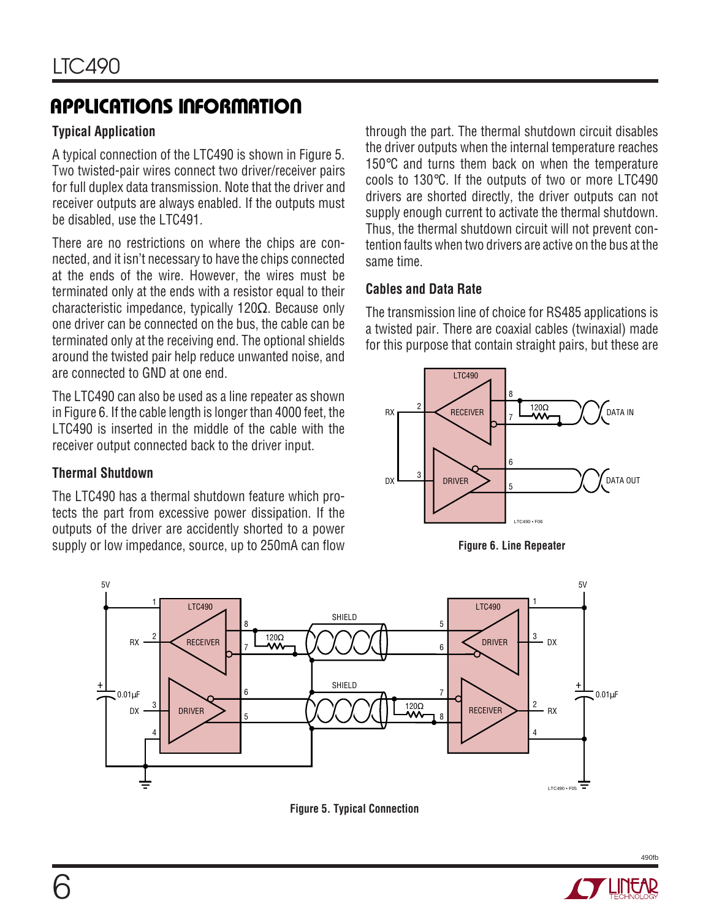## APPLICATIONS INFORMATION

### Typical Application

A typical connection of the LTC490 is shown in Figure 5. Two twisted-pair wires connect two driver/receiver pairs for full duplex data transmission. Note that the driver and receiver outputs are always enabled. If the outputs must be disabled, use the LTC491.

There are no restrictions on where the chips are connected, and it isn't necessary to have the chips connected at the ends of the wire. However, the wires must be terminated only at the ends with a resistor equal to their characteristic impedance, typically 120Ω. Because only one driver can be connected on the bus, the cable can be terminated only at the receiving end. The optional shields around the twisted pair help reduce unwanted noise, and are connected to GND at one end.

The LTC490 can also be used as a line repeater as shown in Figure 6. If the cable length is longer than 4000 feet, the LTC490 is inserted in the middle of the cable with the receiver output connected back to the driver input.

### Thermal Shutdown

The LTC490 has a thermal shutdown feature which protects the part from excessive power dissipation. If the outputs of the driver are accidently shorted to a power supply or low impedance, source, up to 250mA can flow through the part. The thermal shutdown circuit disables the driver outputs when the internal temperature reaches 150°C and turns them back on when the temperature cools to 130°C. If the outputs of two or more LTC490 drivers are shorted directly, the driver outputs can not supply enough current to activate the thermal shutdown. Thus, the thermal shutdown circuit will not prevent contention faults when two drivers are active on the bus at the same time.

### Cables and Data Rate

The transmission line of choice for RS485 applications is a twisted pair. There are coaxial cables (twinaxial) made for this purpose that contain straight pairs, but these are

Figure 6. Line Repeater

Figure 5. Typical Connection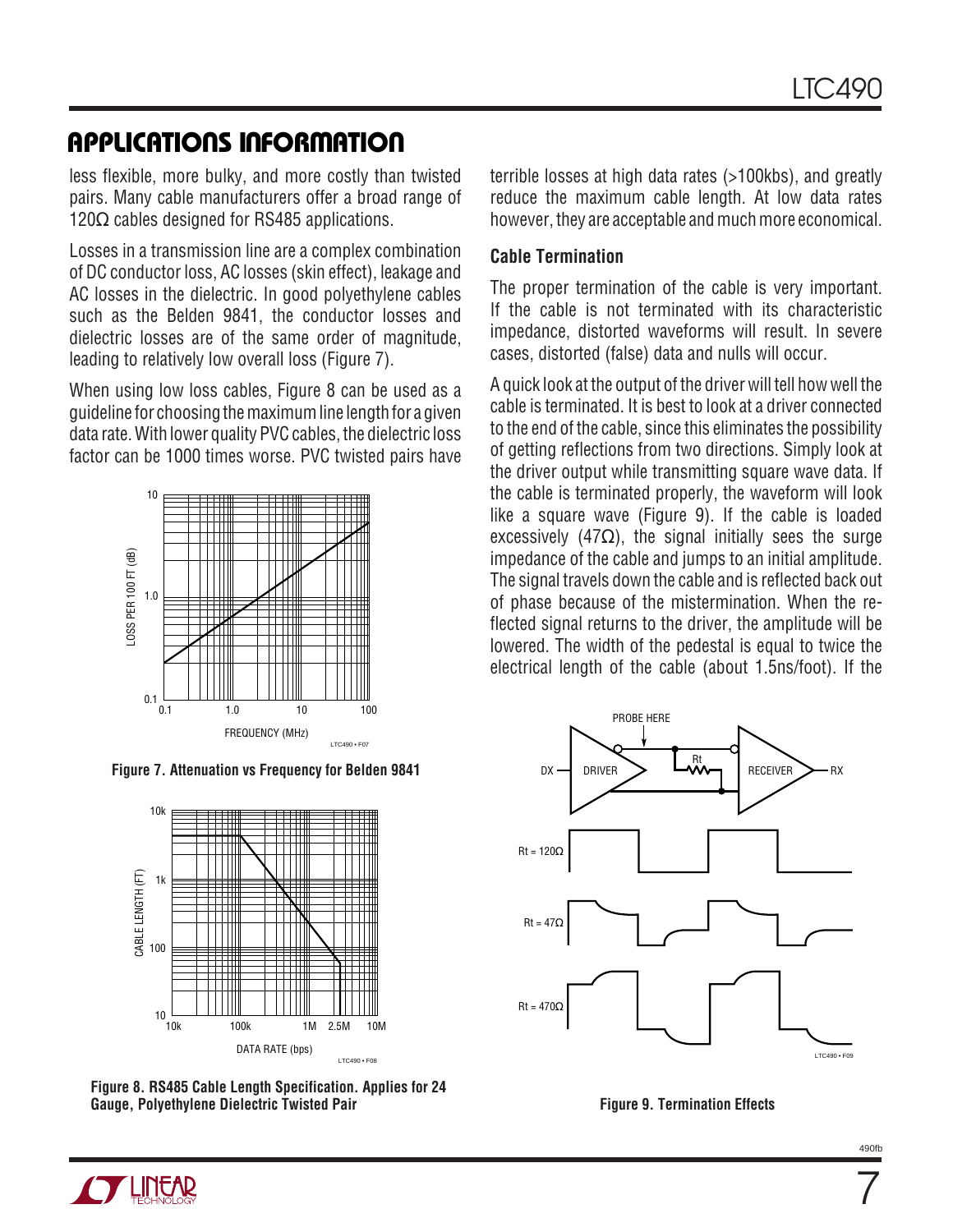## APPLICATIONS INFORMATION

less flexible, more bulky, and more costly than twisted pairs. Many cable manufacturers offer a broad range of 120Ω cables designed for RS485 applications.

Losses in a transmission line are a complex combination of DC conductor loss, AC losses (skin effect), leakage and AC losses in the dielectric. In good polyethylene cables such as the Belden 9841, the conductor losses and dielectric losses are of the same order of magnitude, leading to relatively low overall loss (Figure 7).

When using low loss cables, Figure 8 can be used as a guideline for choosing the maximum line length for a given data rate. With lower quality PVC cables, the dielectric loss factor can be 1000 times worse. PVC twisted pairs have terrible losses at high data rates (>100kbs), and greatly reduce the maximum cable length. At low data rates however, they are acceptable and much more economical.

**Figure 7. Attenuation vs Frequency for Belden 9841**

**Figure 8. RS485 Cable Length Specification. Applies for 24 Gauge, Polyethylene Dielectric Twisted Pair**

### Cable Termination

The proper termination of the cable is very important. If the cable is not terminated with its characteristic impedance, distorted waveforms will result. In severe cases, distorted (false) data and nulls will occur.

A quick look at the output of the driver will tell how well the cable is terminated. It is best to look at a driver connected to the end of the cable, since this eliminates the possibility of getting reflections from two directions. Simply look at the driver output while transmitting square wave data. If the cable is terminated properly, the waveform will look like a square wave (Figure 9). If the cable is loaded excessively (47Ω), the signal initially sees the surge impedance of the cable and jumps to an initial amplitude. The signal travels down the cable and is reflected back out of phase because of the mistermination. When the reflected signal returns to the driver, the amplitude will be lowered. The width of the pedestal is equal to twice the electrical length of the cable (about 1.5ns/foot). If the

**Figure 9. Termination Effects**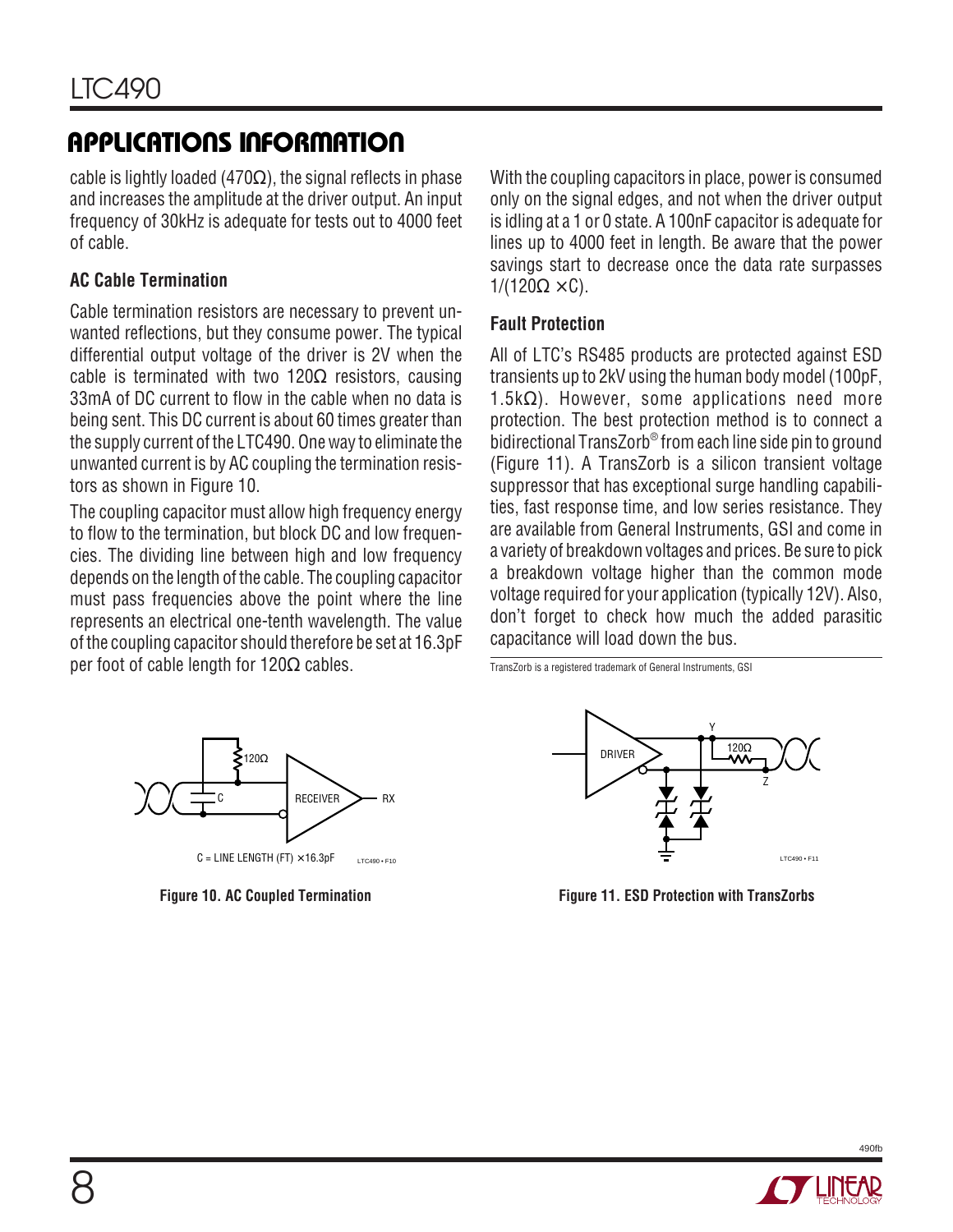## APPLICATIONS INFORMATION

cable is lightly loaded (470Ω), the signal reflects in phase and increases the amplitude at the driver output. An input frequency of 30kHz is adequate for tests out to 4000 feet of cable.

### AC Cable Termination

Cable termination resistors are necessary to prevent unwanted reflections, but they consume power. The typical differential output voltage of the driver is 2V when the cable is terminated with two 120Ω resistors, causing 33mA of DC current to flow in the cable when no data is being sent. This DC current is about 60 times greater than the supply current of the LTC490. One way to eliminate the unwanted current is by AC coupling the termination resistors as shown in Figure 10.

The coupling capacitor must allow high frequency energy to flow to the termination, but block DC and low frequencies. The dividing line between high and low frequency depends on the length of the cable. The coupling capacitor must pass frequencies above the point where the line represents an electrical one-tenth wavelength. The value of the coupling capacitor should therefore be set at 16.3pF per foot of cable length for 120Ω cables.

With the coupling capacitors in place, power is consumed only on the signal edges, and not when the driver output is idling at a 1 or 0 state. A 100nF capacitor is adequate for lines up to 4000 feet in length. Be aware that the power savings start to decrease once the data rate surpasses $1/(120\Omega \times C)$.

### Fault Protection

All of LTC's RS485 products are protected against ESD transients up to 2kV using the human body model (100pF, 1.5kΩ). However, some applications need more protection. The best protection method is to connect a bidirectional TransZorb® from each line side pin to ground (Figure 11). A TransZorb is a silicon transient voltage suppressor that has exceptional surge handling capabilities, fast response time, and low series resistance. They are available from General Instruments, GSI and come in a variety of breakdown voltages and prices. Be sure to pick a breakdown voltage higher than the common mode voltage required for your application (typically 12V). Also, don't forget to check how much the added parasitic capacitance will load down the bus.

TransZorb is a registered trademark of General Instruments, GSI

C = LINE LENGTH (FT) × 16.3pF

**Figure 10. AC Coupled Termination**

**Figure 11. ESD Protection with TransZorbs**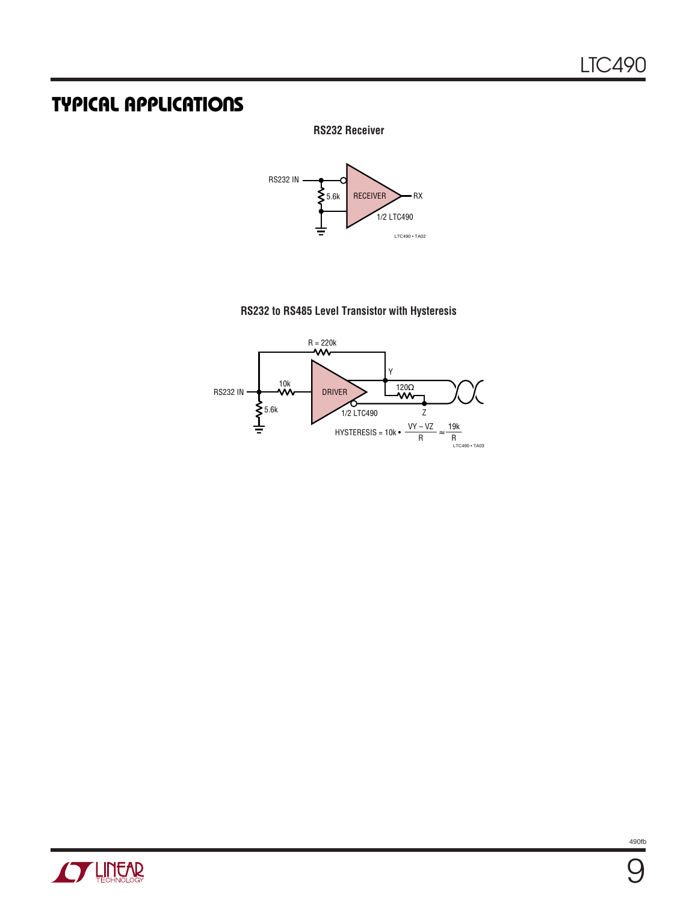## TYPICAL APPLICATIONS

**RS232 Receiver**

RS232 IN

5.6k

RECEIVER

RX

1/2 LTC490

LTC490 • TA02

**RS232 to RS485 Level Transistor with Hysteresis**

R = 220k

Y

RS232 IN

10k

DRIVER

120Ω

5.6k

1/2 LTC490

Z

$$\text{HYSTERESIS} = 10k \bullet \frac{V_Y - V_Z}{R} \approx \frac{19k}{R}$$

LTC490 • TA03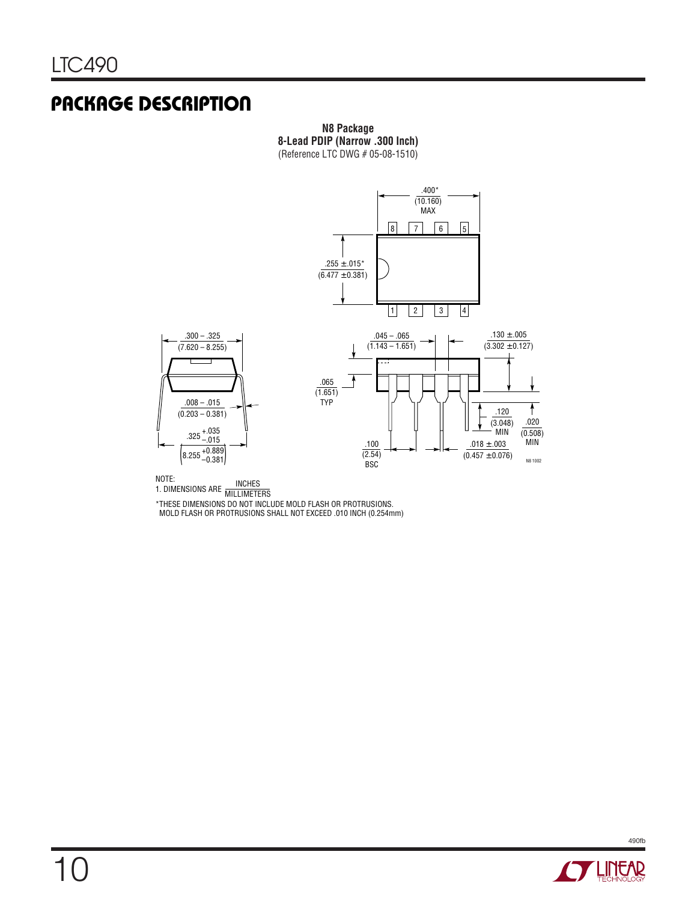## PACKAGE DESCRIPTION

**N8 Package**
**8-Lead PDIP (Narrow .300 Inch)**
(Reference LTC DWG # 05-08-1510)

.400*
(10.160)
MAX

.255 ± .015*
(6.477 ± 0.381)

.300 – .325
(7.620 – 8.255)

.045 – .065
(1.143 – 1.651)

.130 ± .005
(3.302 ± 0.127)

.065
(1.651)
TYP

.008 – .015
(0.203 – 0.381)

.120
(3.048)
MIN

.020
(0.508)
MIN

$.325 ^{+.035}_{-.015}$

$\left(8.255 ^{+0.889}_{-0.381}\right)$

.100
(2.54)
BSC

.018 ± .003
(0.457 ± 0.076)

N8 1002

NOTE:
1. DIMENSIONS ARE $\frac{\text{INCHES}}{\text{MILLIMETERS}}$

*THESE DIMENSIONS DO NOT INCLUDE MOLD FLASH OR PROTRUSIONS.
MOLD FLASH OR PROTRUSIONS SHALL NOT EXCEED .010 INCH (0.254mm)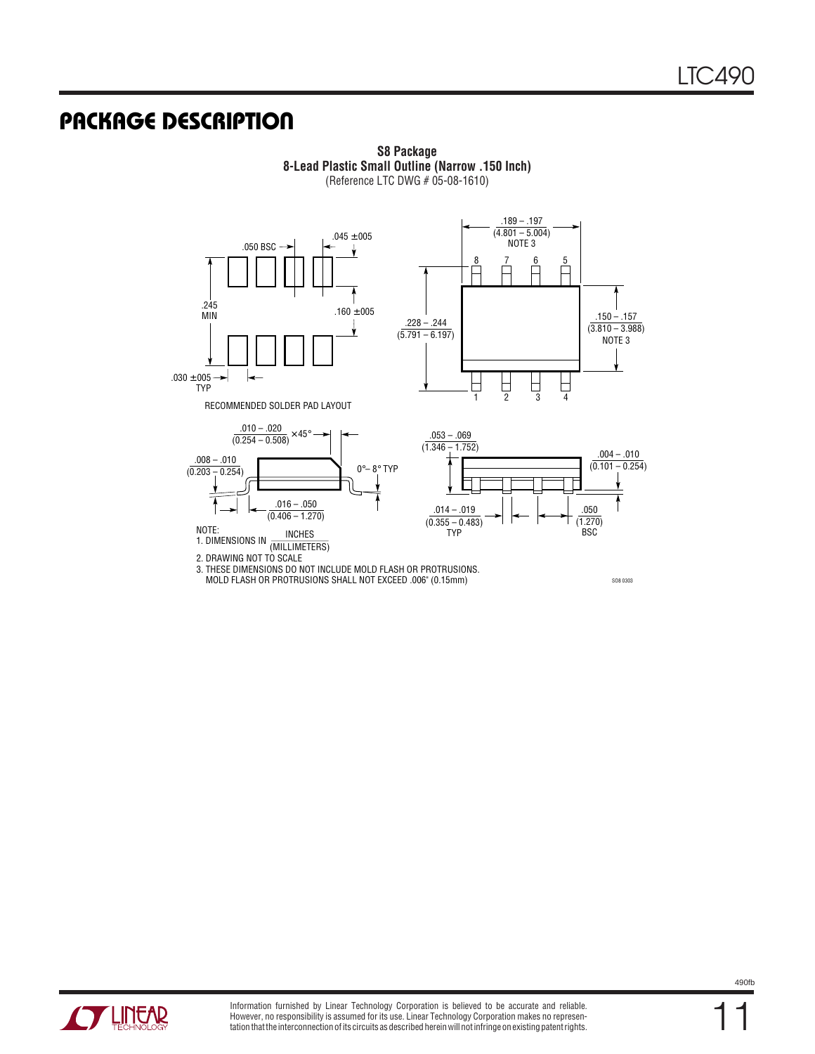## PACKAGE DESCRIPTION

**S8 Package**
**8-Lead Plastic Small Outline (Narrow .150 Inch)**
(Reference LTC DWG # 05-08-1610)

.050 BSC

.045 ±.005

.245 MIN

.160 ±.005

.030 ±.005 TYP

RECOMMENDED SOLDER PAD LAYOUT

.189 – .197 (4.801 – 5.004) NOTE 3

.228 – .244 (5.791 – 6.197)

.150 – .157 (3.810 – 3.988) NOTE 3

.010 – .020 (0.254 – 0.508) × 45°

.008 – .010 (0.203 – 0.254)

0°– 8° TYP

.016 – .050 (0.406 – 1.270)

.053 – .069 (1.346 – 1.752)

.004 – .010 (0.101 – 0.254)

.014 – .019 (0.355 – 0.483) TYP

.050 (1.270) BSC

NOTE:
1. DIMENSIONS IN INCHES (MILLIMETERS)
2. DRAWING NOT TO SCALE
3. THESE DIMENSIONS DO NOT INCLUDE MOLD FLASH OR PROTRUSIONS. MOLD FLASH OR PROTRUSIONS SHALL NOT EXCEED .006" (0.15mm)

SO8 0303

Information furnished by Linear Technology Corporation is believed to be accurate and reliable. However, no responsibility is assumed for its use. Linear Technology Corporation makes no representation that the interconnection of its circuits as described herein will not infringe on existing patent rights.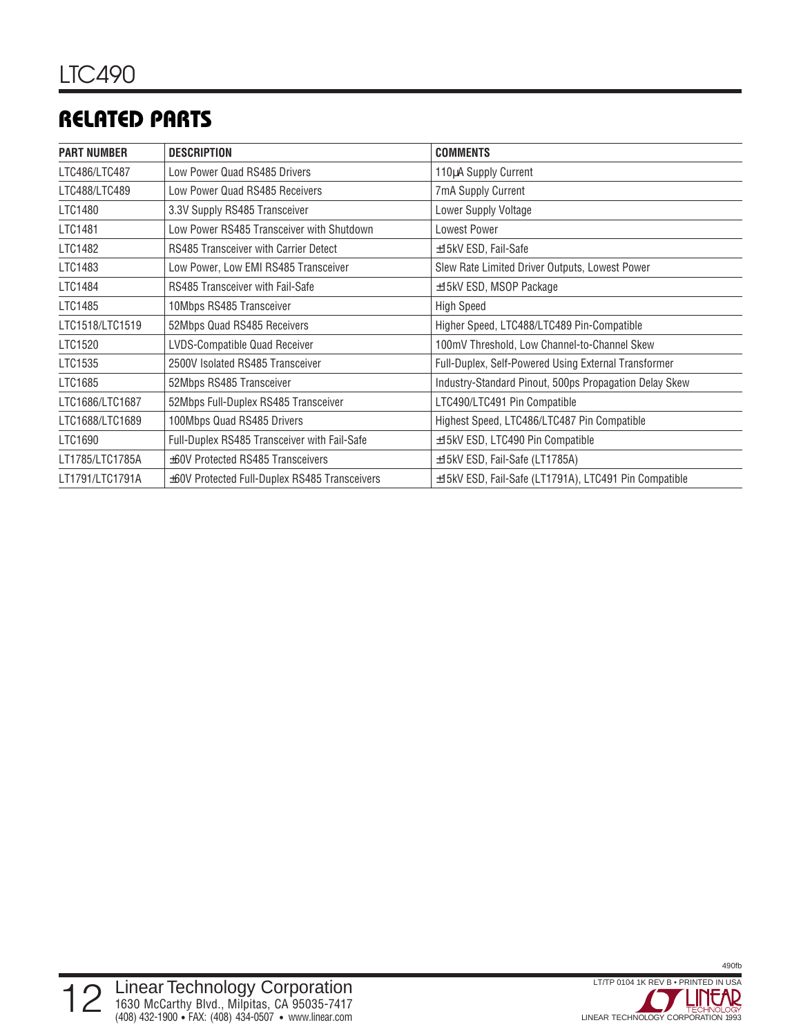## RELATED PARTS

| PART NUMBER | DESCRIPTION | COMMENTS |
|---|---|---|
| LTC486/LTC487 | Low Power Quad RS485 Drivers | 110μA Supply Current |
| LTC488/LTC489 | Low Power Quad RS485 Receivers | 7mA Supply Current |
| LTC1480 | 3.3V Supply RS485 Transceiver | Lower Supply Voltage |
| LTC1481 | Low Power RS485 Transceiver with Shutdown | Lowest Power |
| LTC1482 | RS485 Transceiver with Carrier Detect | ±15kV ESD, Fail-Safe |
| LTC1483 | Low Power, Low EMI RS485 Transceiver | Slew Rate Limited Driver Outputs, Lowest Power |
| LTC1484 | RS485 Transceiver with Fail-Safe | ±15kV ESD, MSOP Package |
| LTC1485 | 10Mbps RS485 Transceiver | High Speed |
| LTC1518/LTC1519 | 52Mbps Quad RS485 Receivers | Higher Speed, LTC488/LTC489 Pin-Compatible |
| LTC1520 | LVDS-Compatible Quad Receiver | 100mV Threshold, Low Channel-to-Channel Skew |
| LTC1535 | 2500V Isolated RS485 Transceiver | Full-Duplex, Self-Powered Using External Transformer |
| LTC1685 | 52Mbps RS485 Transceiver | Industry-Standard Pinout, 500ps Propagation Delay Skew |
| LTC1686/LTC1687 | 52Mbps Full-Duplex RS485 Transceiver | LTC490/LTC491 Pin Compatible |
| LTC1688/LTC1689 | 100Mbps Quad RS485 Drivers | Highest Speed, LTC486/LTC487 Pin Compatible |
| LTC1690 | Full-Duplex RS485 Transceiver with Fail-Safe | ±15kV ESD, LTC490 Pin Compatible |
| LT1785/LTC1785A | ±60V Protected RS485 Transceivers | ±15kV ESD, Fail-Safe (LT1785A) |
| LT1791/LTC1791A | ±60V Protected Full-Duplex RS485 Transceivers | ±15kV ESD, Fail-Safe (LT1791A), LTC491 Pin Compatible |

Linear Technology Corporation
1630 McCarthy Blvd., Milpitas, CA 95035-7417
(408) 432-1900 • FAX: (408) 434-0507 • www.linear.com

LT/TP 0104 1K REV B • PRINTED IN USA
LINEAR TECHNOLOGY CORPORATION 1993